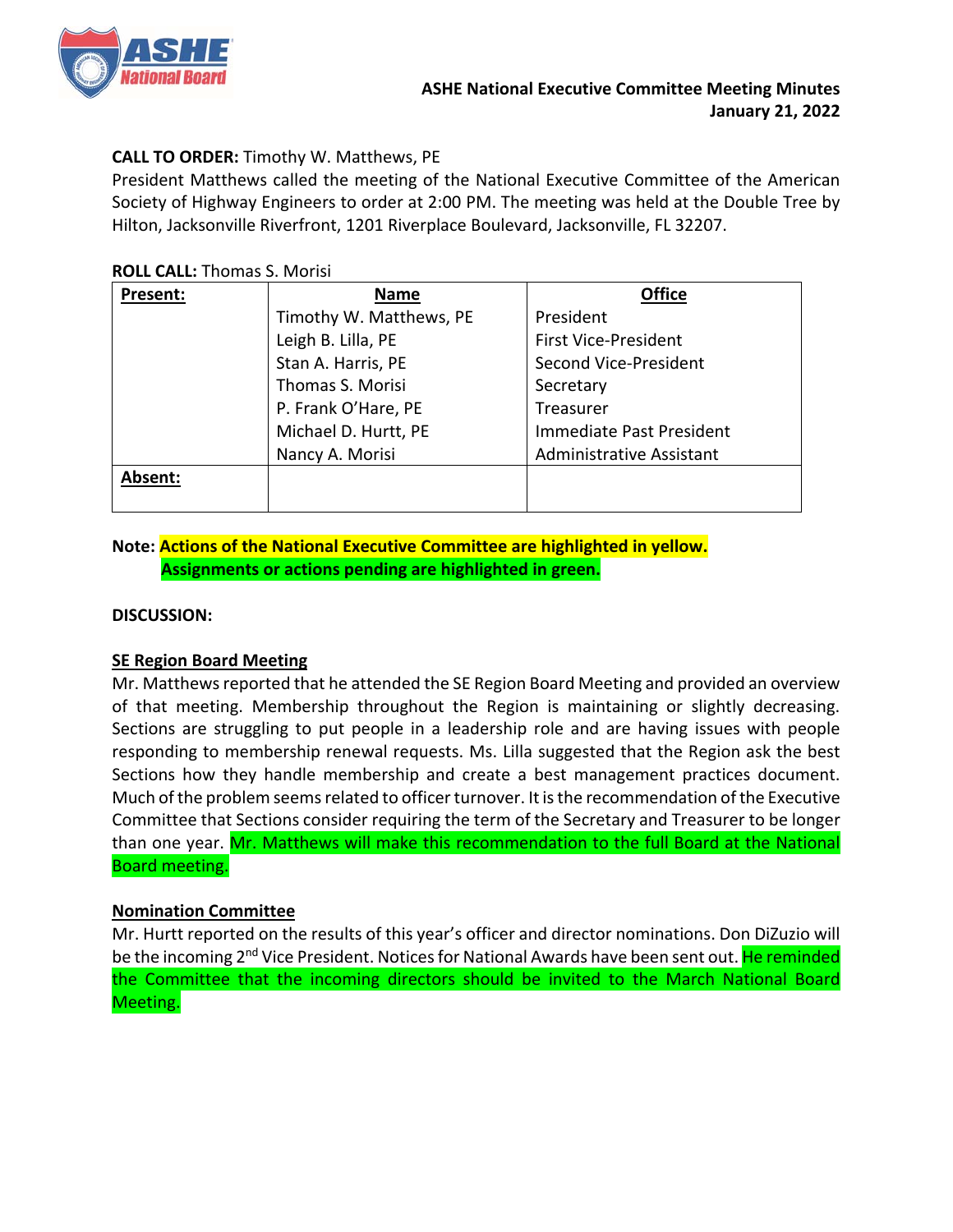**ASHE National Executive Committee Meeting Minutes**
**January 21, 2022**

**CALL TO ORDER:** Timothy W. Matthews, PE

President Matthews called the meeting of the National Executive Committee of the American Society of Highway Engineers to order at 2:00 PM. The meeting was held at the Double Tree by Hilton, Jacksonville Riverfront, 1201 Riverplace Boulevard, Jacksonville, FL 32207.

**ROLL CALL:** Thomas S. Morisi

| Present: | Name | Office |
|---|---|---|
| | Timothy W. Matthews, PE | President |
| | Leigh B. Lilla, PE | First Vice-President |
| | Stan A. Harris, PE | Second Vice-President |
| | Thomas S. Morisi | Secretary |
| | P. Frank O'Hare, PE | Treasurer |
| | Michael D. Hurtt, PE | Immediate Past President |
| | Nancy A. Morisi | Administrative Assistant |
| **Absent:** | | |

**Note: Actions of the National Executive Committee are highlighted in yellow.**
**Assignments or actions pending are highlighted in green.**

**DISCUSSION:**

**SE Region Board Meeting**

Mr. Matthews reported that he attended the SE Region Board Meeting and provided an overview of that meeting. Membership throughout the Region is maintaining or slightly decreasing. Sections are struggling to put people in a leadership role and are having issues with people responding to membership renewal requests. Ms. Lilla suggested that the Region ask the best Sections how they handle membership and create a best management practices document. Much of the problem seems related to officer turnover. It is the recommendation of the Executive Committee that Sections consider requiring the term of the Secretary and Treasurer to be longer than one year. Mr. Matthews will make this recommendation to the full Board at the National Board meeting.

**Nomination Committee**

Mr. Hurtt reported on the results of this year's officer and director nominations. Don DiZuzio will be the incoming 2nd Vice President. Notices for National Awards have been sent out. He reminded the Committee that the incoming directors should be invited to the March National Board Meeting.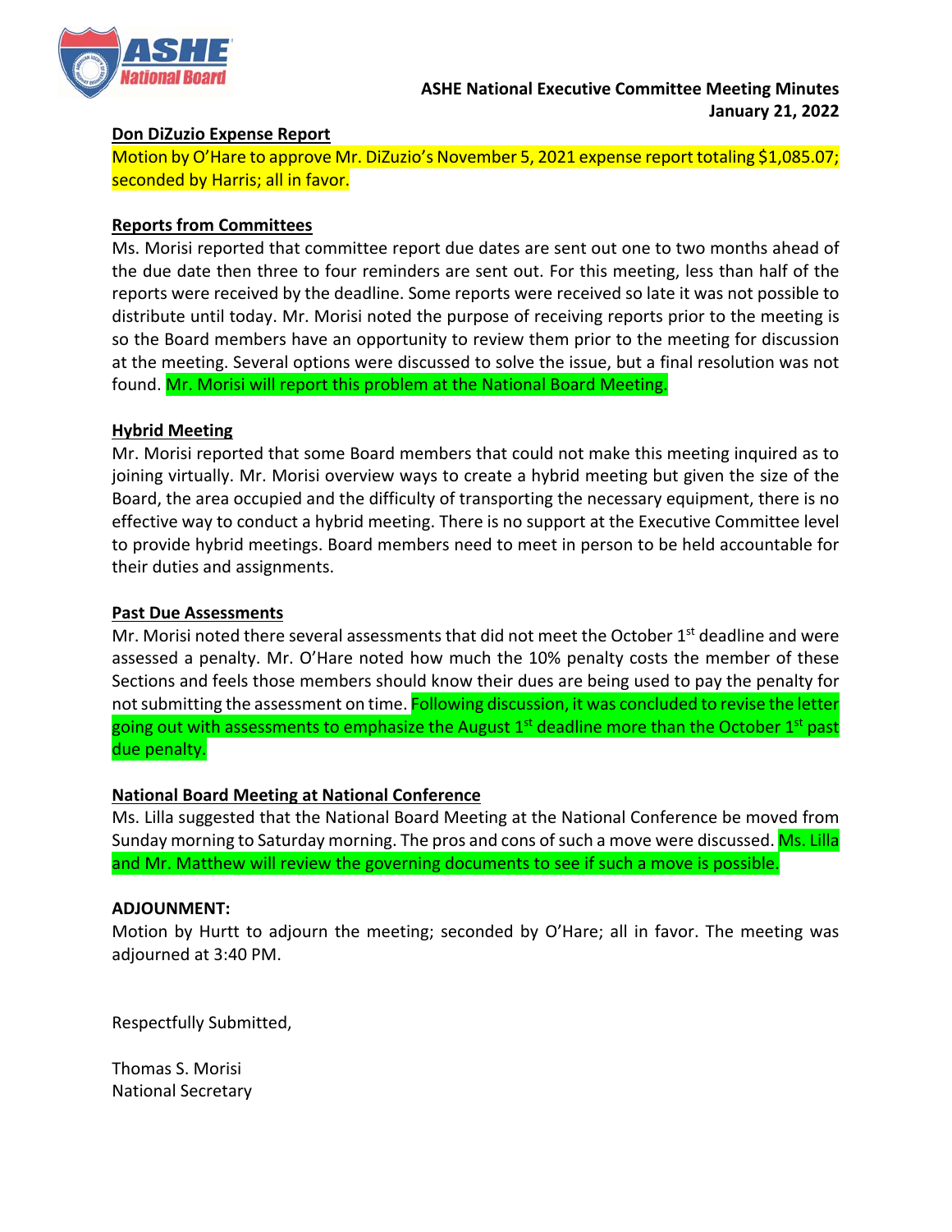**Don DiZuzio Expense Report**

Motion by O'Hare to approve Mr. DiZuzio's November 5, 2021 expense report totaling $1,085.07; seconded by Harris; all in favor.

**Reports from Committees**

Ms. Morisi reported that committee report due dates are sent out one to two months ahead of the due date then three to four reminders are sent out. For this meeting, less than half of the reports were received by the deadline. Some reports were received so late it was not possible to distribute until today. Mr. Morisi noted the purpose of receiving reports prior to the meeting is so the Board members have an opportunity to review them prior to the meeting for discussion at the meeting. Several options were discussed to solve the issue, but a final resolution was not found. Mr. Morisi will report this problem at the National Board Meeting.

**Hybrid Meeting**

Mr. Morisi reported that some Board members that could not make this meeting inquired as to joining virtually. Mr. Morisi overview ways to create a hybrid meeting but given the size of the Board, the area occupied and the difficulty of transporting the necessary equipment, there is no effective way to conduct a hybrid meeting. There is no support at the Executive Committee level to provide hybrid meetings. Board members need to meet in person to be held accountable for their duties and assignments.

**Past Due Assessments**

Mr. Morisi noted there several assessments that did not meet the October 1st deadline and were assessed a penalty. Mr. O'Hare noted how much the 10% penalty costs the member of these Sections and feels those members should know their dues are being used to pay the penalty for not submitting the assessment on time. Following discussion, it was concluded to revise the letter going out with assessments to emphasize the August 1st deadline more than the October 1st past due penalty.

**National Board Meeting at National Conference**

Ms. Lilla suggested that the National Board Meeting at the National Conference be moved from Sunday morning to Saturday morning. The pros and cons of such a move were discussed. Ms. Lilla and Mr. Matthew will review the governing documents to see if such a move is possible.

**ADJOUNMENT:**

Motion by Hurtt to adjourn the meeting; seconded by O'Hare; all in favor. The meeting was adjourned at 3:40 PM.

Respectfully Submitted,

Thomas S. Morisi
National Secretary